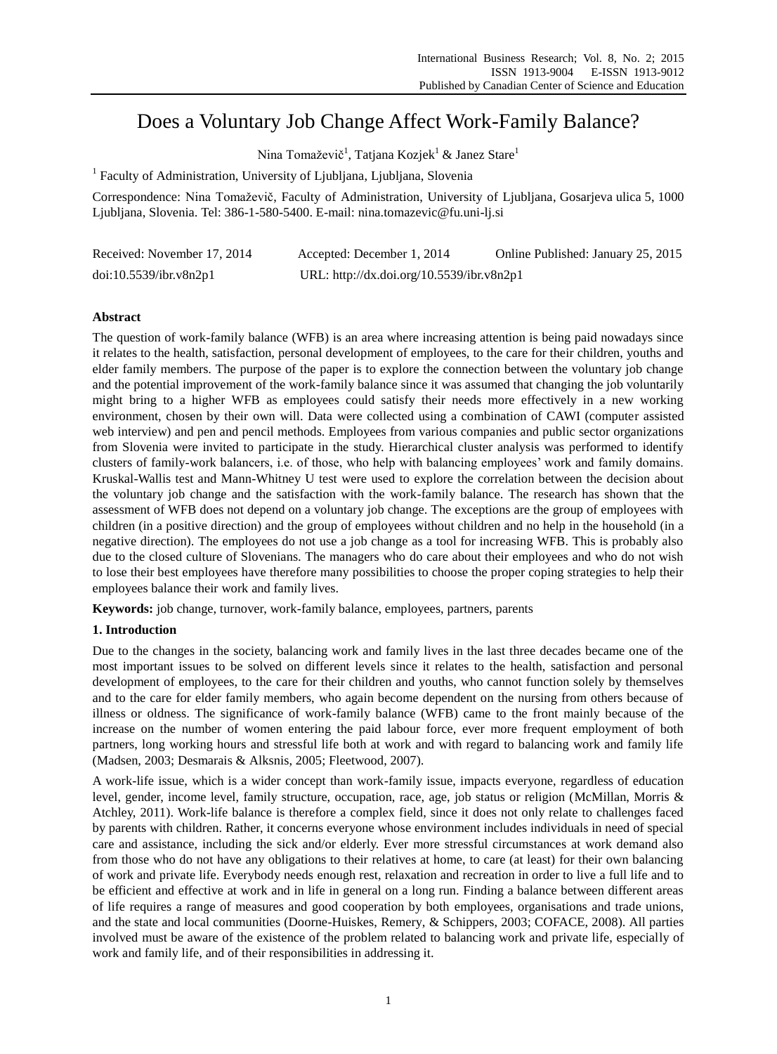# Does a Voluntary Job Change Affect Work-Family Balance?

Nina Tomaževič[1], Tatjana Kozjek[1] & Janez Stare[1]

[1] Faculty of Administration, University of Ljubljana, Ljubljana, Slovenia

Correspondence: Nina Tomaževič, Faculty of Administration, University of Ljubljana, Gosarjeva ulica 5, 1000 Ljubljana, Slovenia. Tel: 386-1-580-5400. E-mail: nina.tomazevic@fu.uni-lj.si

Received: November 17, 2014 Accepted: December 1, 2014 Online Published: January 25, 2015

doi:10.5539/ibr.v8n2p1 URL: http://dx.doi.org/10.5539/ibr.v8n2p1

## Abstract

The question of work-family balance (WFB) is an area where increasing attention is being paid nowadays since it relates to the health, satisfaction, personal development of employees, to the care for their children, youths and elder family members. The purpose of the paper is to explore the connection between the voluntary job change and the potential improvement of the work-family balance since it was assumed that changing the job voluntarily might bring to a higher WFB as employees could satisfy their needs more effectively in a new working environment, chosen by their own will. Data were collected using a combination of CAWI (computer assisted web interview) and pen and pencil methods. Employees from various companies and public sector organizations from Slovenia were invited to participate in the study. Hierarchical cluster analysis was performed to identify clusters of family-work balancers, i.e. of those, who help with balancing employees' work and family domains. Kruskal-Wallis test and Mann-Whitney U test were used to explore the correlation between the decision about the voluntary job change and the satisfaction with the work-family balance. The research has shown that the assessment of WFB does not depend on a voluntary job change. The exceptions are the group of employees with children (in a positive direction) and the group of employees without children and no help in the household (in a negative direction). The employees do not use a job change as a tool for increasing WFB. This is probably also due to the closed culture of Slovenians. The managers who do care about their employees and who do not wish to lose their best employees have therefore many possibilities to choose the proper coping strategies to help their employees balance their work and family lives.

**Keywords:** job change, turnover, work-family balance, employees, partners, parents

## 1. Introduction

Due to the changes in the society, balancing work and family lives in the last three decades became one of the most important issues to be solved on different levels since it relates to the health, satisfaction and personal development of employees, to the care for their children and youths, who cannot function solely by themselves and to the care for elder family members, who again become dependent on the nursing from others because of illness or oldness. The significance of work-family balance (WFB) came to the front mainly because of the increase on the number of women entering the paid labour force, ever more frequent employment of both partners, long working hours and stressful life both at work and with regard to balancing work and family life (Madsen, 2003; Desmarais & Alksnis, 2005; Fleetwood, 2007).

A work-life issue, which is a wider concept than work-family issue, impacts everyone, regardless of education level, gender, income level, family structure, occupation, race, age, job status or religion (McMillan, Morris & Atchley, 2011). Work-life balance is therefore a complex field, since it does not only relate to challenges faced by parents with children. Rather, it concerns everyone whose environment includes individuals in need of special care and assistance, including the sick and/or elderly. Ever more stressful circumstances at work demand also from those who do not have any obligations to their relatives at home, to care (at least) for their own balancing of work and private life. Everybody needs enough rest, relaxation and recreation in order to live a full life and to be efficient and effective at work and in life in general on a long run. Finding a balance between different areas of life requires a range of measures and good cooperation by both employees, organisations and trade unions, and the state and local communities (Doorne-Huiskes, Remery, & Schippers, 2003; COFACE, 2008). All parties involved must be aware of the existence of the problem related to balancing work and private life, especially of work and family life, and of their responsibilities in addressing it.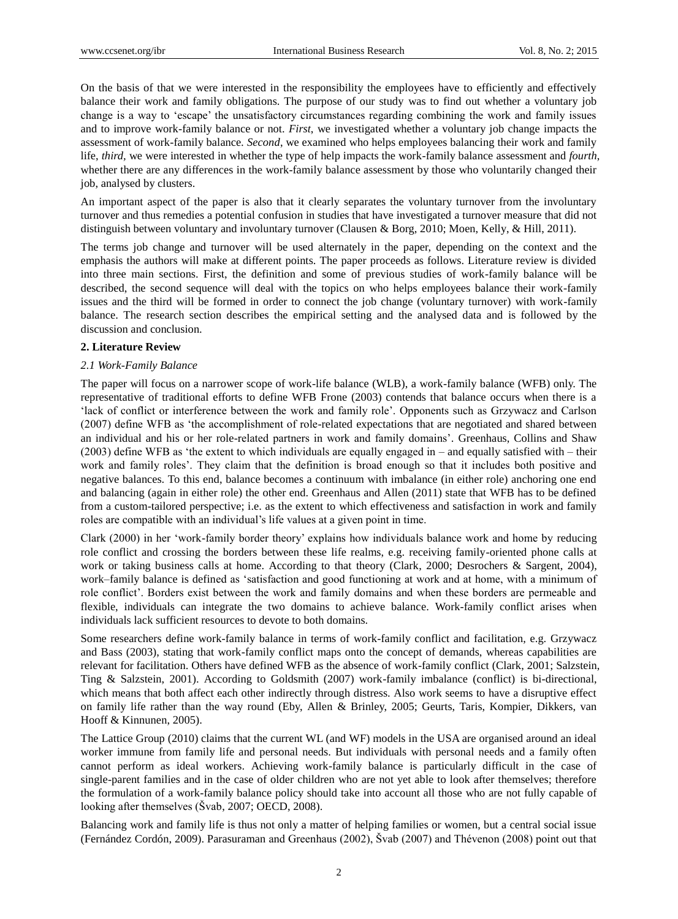On the basis of that we were interested in the responsibility the employees have to efficiently and effectively balance their work and family obligations. The purpose of our study was to find out whether a voluntary job change is a way to 'escape' the unsatisfactory circumstances regarding combining the work and family issues and to improve work-family balance or not. *First*, we investigated whether a voluntary job change impacts the assessment of work-family balance. *Second*, we examined who helps employees balancing their work and family life, *third*, we were interested in whether the type of help impacts the work-family balance assessment and *fourth*, whether there are any differences in the work-family balance assessment by those who voluntarily changed their job, analysed by clusters.

An important aspect of the paper is also that it clearly separates the voluntary turnover from the involuntary turnover and thus remedies a potential confusion in studies that have investigated a turnover measure that did not distinguish between voluntary and involuntary turnover (Clausen & Borg, 2010; Moen, Kelly, & Hill, 2011).

The terms job change and turnover will be used alternately in the paper, depending on the context and the emphasis the authors will make at different points. The paper proceeds as follows. Literature review is divided into three main sections. First, the definition and some of previous studies of work-family balance will be described, the second sequence will deal with the topics on who helps employees balance their work-family issues and the third will be formed in order to connect the job change (voluntary turnover) with work-family balance. The research section describes the empirical setting and the analysed data and is followed by the discussion and conclusion.

## 2. Literature Review

### 2.1 Work-Family Balance

The paper will focus on a narrower scope of work-life balance (WLB), a work-family balance (WFB) only. The representative of traditional efforts to define WFB Frone (2003) contends that balance occurs when there is a 'lack of conflict or interference between the work and family role'. Opponents such as Grzywacz and Carlson (2007) define WFB as 'the accomplishment of role-related expectations that are negotiated and shared between an individual and his or her role-related partners in work and family domains'. Greenhaus, Collins and Shaw (2003) define WFB as 'the extent to which individuals are equally engaged in – and equally satisfied with – their work and family roles'. They claim that the definition is broad enough so that it includes both positive and negative balances. To this end, balance becomes a continuum with imbalance (in either role) anchoring one end and balancing (again in either role) the other end. Greenhaus and Allen (2011) state that WFB has to be defined from a custom-tailored perspective; i.e. as the extent to which effectiveness and satisfaction in work and family roles are compatible with an individual's life values at a given point in time.

Clark (2000) in her 'work-family border theory' explains how individuals balance work and home by reducing role conflict and crossing the borders between these life realms, e.g. receiving family-oriented phone calls at work or taking business calls at home. According to that theory (Clark, 2000; Desrochers & Sargent, 2004), work–family balance is defined as 'satisfaction and good functioning at work and at home, with a minimum of role conflict'. Borders exist between the work and family domains and when these borders are permeable and flexible, individuals can integrate the two domains to achieve balance. Work-family conflict arises when individuals lack sufficient resources to devote to both domains.

Some researchers define work-family balance in terms of work-family conflict and facilitation, e.g. Grzywacz and Bass (2003), stating that work-family conflict maps onto the concept of demands, whereas capabilities are relevant for facilitation. Others have defined WFB as the absence of work-family conflict (Clark, 2001; Salzstein, Ting & Salzstein, 2001). According to Goldsmith (2007) work-family imbalance (conflict) is bi-directional, which means that both affect each other indirectly through distress. Also work seems to have a disruptive effect on family life rather than the way round (Eby, Allen & Brinley, 2005; Geurts, Taris, Kompier, Dikkers, van Hooff & Kinnunen, 2005).

The Lattice Group (2010) claims that the current WL (and WF) models in the USA are organised around an ideal worker immune from family life and personal needs. But individuals with personal needs and a family often cannot perform as ideal workers. Achieving work-family balance is particularly difficult in the case of single-parent families and in the case of older children who are not yet able to look after themselves; therefore the formulation of a work-family balance policy should take into account all those who are not fully capable of looking after themselves (Švab, 2007; OECD, 2008).

Balancing work and family life is thus not only a matter of helping families or women, but a central social issue (Fernández Cordón, 2009). Parasuraman and Greenhaus (2002), Švab (2007) and Thévenon (2008) point out that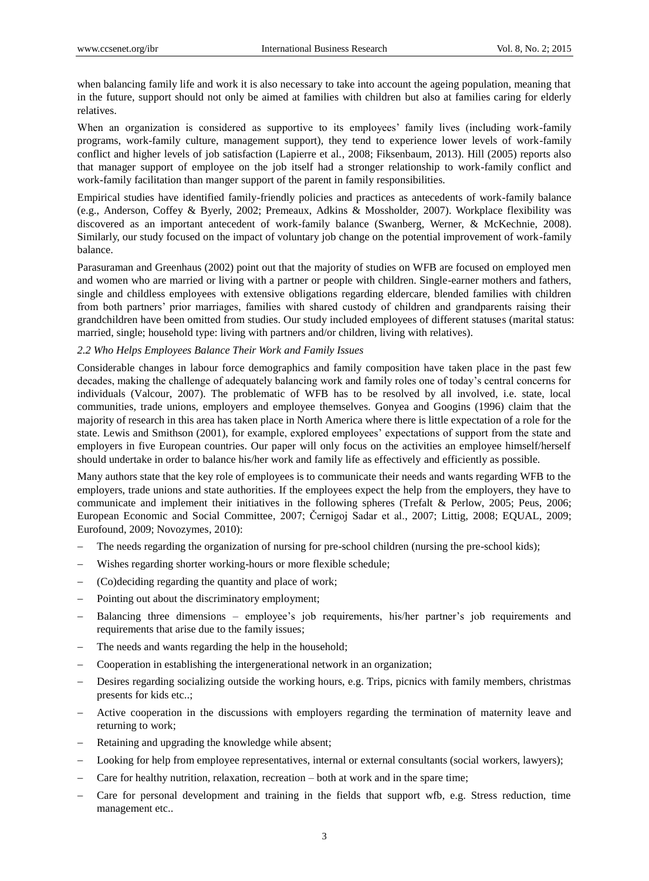when balancing family life and work it is also necessary to take into account the ageing population, meaning that in the future, support should not only be aimed at families with children but also at families caring for elderly relatives.

When an organization is considered as supportive to its employees' family lives (including work-family programs, work-family culture, management support), they tend to experience lower levels of work-family conflict and higher levels of job satisfaction (Lapierre et al., 2008; Fiksenbaum, 2013). Hill (2005) reports also that manager support of employee on the job itself had a stronger relationship to work-family conflict and work-family facilitation than manger support of the parent in family responsibilities.

Empirical studies have identified family-friendly policies and practices as antecedents of work-family balance (e.g., Anderson, Coffey & Byerly, 2002; Premeaux, Adkins & Mossholder, 2007). Workplace flexibility was discovered as an important antecedent of work-family balance (Swanberg, Werner, & McKechnie, 2008). Similarly, our study focused on the impact of voluntary job change on the potential improvement of work-family balance.

Parasuraman and Greenhaus (2002) point out that the majority of studies on WFB are focused on employed men and women who are married or living with a partner or people with children. Single-earner mothers and fathers, single and childless employees with extensive obligations regarding eldercare, blended families with children from both partners' prior marriages, families with shared custody of children and grandparents raising their grandchildren have been omitted from studies. Our study included employees of different statuses (marital status: married, single; household type: living with partners and/or children, living with relatives).

### *2.2 Who Helps Employees Balance Their Work and Family Issues*

Considerable changes in labour force demographics and family composition have taken place in the past few decades, making the challenge of adequately balancing work and family roles one of today's central concerns for individuals (Valcour, 2007). The problematic of WFB has to be resolved by all involved, i.e. state, local communities, trade unions, employers and employee themselves. Gonyea and Googins (1996) claim that the majority of research in this area has taken place in North America where there is little expectation of a role for the state. Lewis and Smithson (2001), for example, explored employees' expectations of support from the state and employers in five European countries. Our paper will only focus on the activities an employee himself/herself should undertake in order to balance his/her work and family life as effectively and efficiently as possible.

Many authors state that the key role of employees is to communicate their needs and wants regarding WFB to the employers, trade unions and state authorities. If the employees expect the help from the employers, they have to communicate and implement their initiatives in the following spheres (Trefalt & Perlow, 2005; Peus, 2006; European Economic and Social Committee, 2007; Černigoj Sadar et al., 2007; Littig, 2008; EQUAL, 2009; Eurofound, 2009; Novozymes, 2010):

- The needs regarding the organization of nursing for pre-school children (nursing the pre-school kids);
- Wishes regarding shorter working-hours or more flexible schedule;
- (Co)deciding regarding the quantity and place of work;
- Pointing out about the discriminatory employment;
- Balancing three dimensions – employee's job requirements, his/her partner's job requirements and requirements that arise due to the family issues;
- The needs and wants regarding the help in the household;
- Cooperation in establishing the intergenerational network in an organization;
- Desires regarding socializing outside the working hours, e.g. Trips, picnics with family members, christmas presents for kids etc..;
- Active cooperation in the discussions with employers regarding the termination of maternity leave and returning to work;
- Retaining and upgrading the knowledge while absent;
- Looking for help from employee representatives, internal or external consultants (social workers, lawyers);
- Care for healthy nutrition, relaxation, recreation – both at work and in the spare time;
- Care for personal development and training in the fields that support wfb, e.g. Stress reduction, time management etc..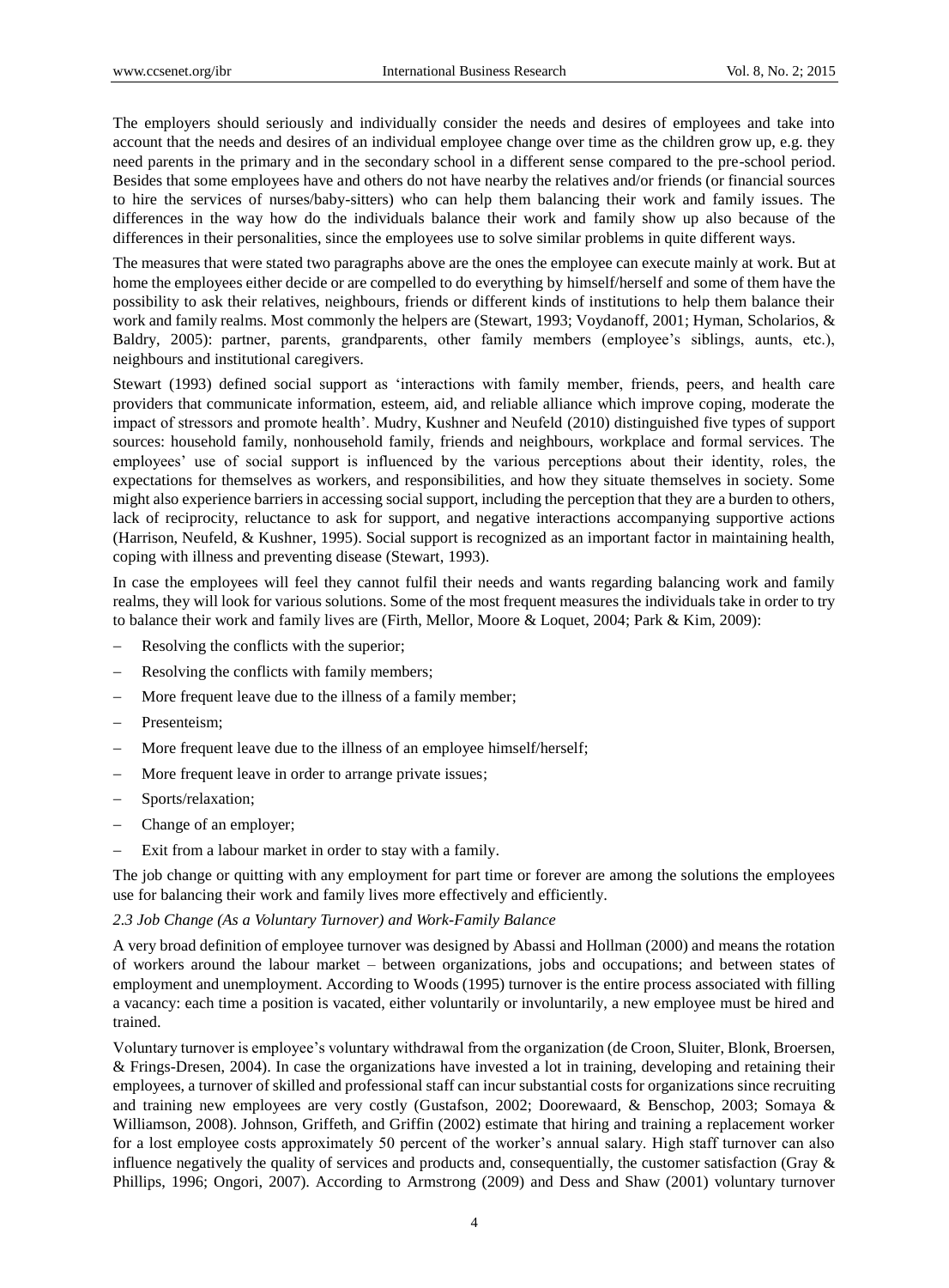The employers should seriously and individually consider the needs and desires of employees and take into account that the needs and desires of an individual employee change over time as the children grow up, e.g. they need parents in the primary and in the secondary school in a different sense compared to the pre-school period. Besides that some employees have and others do not have nearby the relatives and/or friends (or financial sources to hire the services of nurses/baby-sitters) who can help them balancing their work and family issues. The differences in the way how do the individuals balance their work and family show up also because of the differences in their personalities, since the employees use to solve similar problems in quite different ways.

The measures that were stated two paragraphs above are the ones the employee can execute mainly at work. But at home the employees either decide or are compelled to do everything by himself/herself and some of them have the possibility to ask their relatives, neighbours, friends or different kinds of institutions to help them balance their work and family realms. Most commonly the helpers are (Stewart, 1993; Voydanoff, 2001; Hyman, Scholarios, & Baldry, 2005): partner, parents, grandparents, other family members (employee's siblings, aunts, etc.), neighbours and institutional caregivers.

Stewart (1993) defined social support as 'interactions with family member, friends, peers, and health care providers that communicate information, esteem, aid, and reliable alliance which improve coping, moderate the impact of stressors and promote health'. Mudry, Kushner and Neufeld (2010) distinguished five types of support sources: household family, nonhousehold family, friends and neighbours, workplace and formal services. The employees' use of social support is influenced by the various perceptions about their identity, roles, the expectations for themselves as workers, and responsibilities, and how they situate themselves in society. Some might also experience barriers in accessing social support, including the perception that they are a burden to others, lack of reciprocity, reluctance to ask for support, and negative interactions accompanying supportive actions (Harrison, Neufeld, & Kushner, 1995). Social support is recognized as an important factor in maintaining health, coping with illness and preventing disease (Stewart, 1993).

In case the employees will feel they cannot fulfil their needs and wants regarding balancing work and family realms, they will look for various solutions. Some of the most frequent measures the individuals take in order to try to balance their work and family lives are (Firth, Mellor, Moore & Loquet, 2004; Park & Kim, 2009):

- Resolving the conflicts with the superior;
- Resolving the conflicts with family members;
- More frequent leave due to the illness of a family member;
- Presenteism;
- More frequent leave due to the illness of an employee himself/herself;
- More frequent leave in order to arrange private issues;
- Sports/relaxation;
- Change of an employer;
- Exit from a labour market in order to stay with a family.

The job change or quitting with any employment for part time or forever are among the solutions the employees use for balancing their work and family lives more effectively and efficiently.

### *2.3 Job Change (As a Voluntary Turnover) and Work-Family Balance*

A very broad definition of employee turnover was designed by Abassi and Hollman (2000) and means the rotation of workers around the labour market – between organizations, jobs and occupations; and between states of employment and unemployment. According to Woods (1995) turnover is the entire process associated with filling a vacancy: each time a position is vacated, either voluntarily or involuntarily, a new employee must be hired and trained.

Voluntary turnover is employee's voluntary withdrawal from the organization (de Croon, Sluiter, Blonk, Broersen, & Frings-Dresen, 2004). In case the organizations have invested a lot in training, developing and retaining their employees, a turnover of skilled and professional staff can incur substantial costs for organizations since recruiting and training new employees are very costly (Gustafson, 2002; Doorewaard, & Benschop, 2003; Somaya & Williamson, 2008). Johnson, Griffeth, and Griffin (2002) estimate that hiring and training a replacement worker for a lost employee costs approximately 50 percent of the worker's annual salary. High staff turnover can also influence negatively the quality of services and products and, consequentially, the customer satisfaction (Gray & Phillips, 1996; Ongori, 2007). According to Armstrong (2009) and Dess and Shaw (2001) voluntary turnover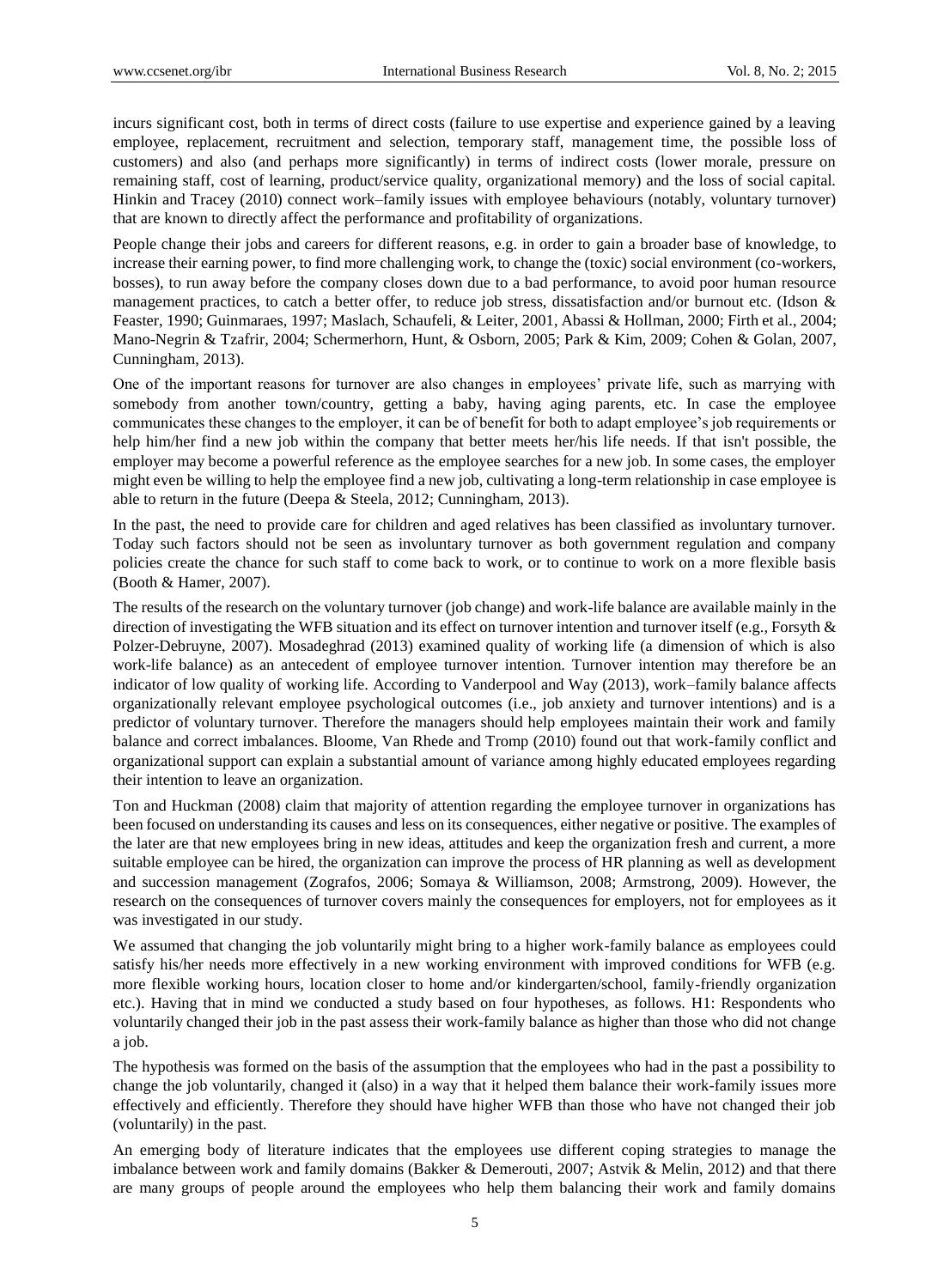incurs significant cost, both in terms of direct costs (failure to use expertise and experience gained by a leaving employee, replacement, recruitment and selection, temporary staff, management time, the possible loss of customers) and also (and perhaps more significantly) in terms of indirect costs (lower morale, pressure on remaining staff, cost of learning, product/service quality, organizational memory) and the loss of social capital. Hinkin and Tracey (2010) connect work–family issues with employee behaviours (notably, voluntary turnover) that are known to directly affect the performance and profitability of organizations.

People change their jobs and careers for different reasons, e.g. in order to gain a broader base of knowledge, to increase their earning power, to find more challenging work, to change the (toxic) social environment (co-workers, bosses), to run away before the company closes down due to a bad performance, to avoid poor human resource management practices, to catch a better offer, to reduce job stress, dissatisfaction and/or burnout etc. (Idson & Feaster, 1990; Guinmaraes, 1997; Maslach, Schaufeli, & Leiter, 2001, Abassi & Hollman, 2000; Firth et al., 2004; Mano-Negrin & Tzafrir, 2004; Schermerhorn, Hunt, & Osborn, 2005; Park & Kim, 2009; Cohen & Golan, 2007, Cunningham, 2013).

One of the important reasons for turnover are also changes in employees' private life, such as marrying with somebody from another town/country, getting a baby, having aging parents, etc. In case the employee communicates these changes to the employer, it can be of benefit for both to adapt employee's job requirements or help him/her find a new job within the company that better meets her/his life needs. If that isn't possible, the employer may become a powerful reference as the employee searches for a new job. In some cases, the employer might even be willing to help the employee find a new job, cultivating a long-term relationship in case employee is able to return in the future (Deepa & Steela, 2012; Cunningham, 2013).

In the past, the need to provide care for children and aged relatives has been classified as involuntary turnover. Today such factors should not be seen as involuntary turnover as both government regulation and company policies create the chance for such staff to come back to work, or to continue to work on a more flexible basis (Booth & Hamer, 2007).

The results of the research on the voluntary turnover (job change) and work-life balance are available mainly in the direction of investigating the WFB situation and its effect on turnover intention and turnover itself (e.g., Forsyth & Polzer-Debruyne, 2007). Mosadeghrad (2013) examined quality of working life (a dimension of which is also work-life balance) as an antecedent of employee turnover intention. Turnover intention may therefore be an indicator of low quality of working life. According to Vanderpool and Way (2013), work–family balance affects organizationally relevant employee psychological outcomes (i.e., job anxiety and turnover intentions) and is a predictor of voluntary turnover. Therefore the managers should help employees maintain their work and family balance and correct imbalances. Bloome, Van Rhede and Tromp (2010) found out that work-family conflict and organizational support can explain a substantial amount of variance among highly educated employees regarding their intention to leave an organization.

Ton and Huckman (2008) claim that majority of attention regarding the employee turnover in organizations has been focused on understanding its causes and less on its consequences, either negative or positive. The examples of the later are that new employees bring in new ideas, attitudes and keep the organization fresh and current, a more suitable employee can be hired, the organization can improve the process of HR planning as well as development and succession management (Zografos, 2006; Somaya & Williamson, 2008; Armstrong, 2009). However, the research on the consequences of turnover covers mainly the consequences for employers, not for employees as it was investigated in our study.

We assumed that changing the job voluntarily might bring to a higher work-family balance as employees could satisfy his/her needs more effectively in a new working environment with improved conditions for WFB (e.g. more flexible working hours, location closer to home and/or kindergarten/school, family-friendly organization etc.). Having that in mind we conducted a study based on four hypotheses, as follows. H1: Respondents who voluntarily changed their job in the past assess their work-family balance as higher than those who did not change a job.

The hypothesis was formed on the basis of the assumption that the employees who had in the past a possibility to change the job voluntarily, changed it (also) in a way that it helped them balance their work-family issues more effectively and efficiently. Therefore they should have higher WFB than those who have not changed their job (voluntarily) in the past.

An emerging body of literature indicates that the employees use different coping strategies to manage the imbalance between work and family domains (Bakker & Demerouti, 2007; Astvik & Melin, 2012) and that there are many groups of people around the employees who help them balancing their work and family domains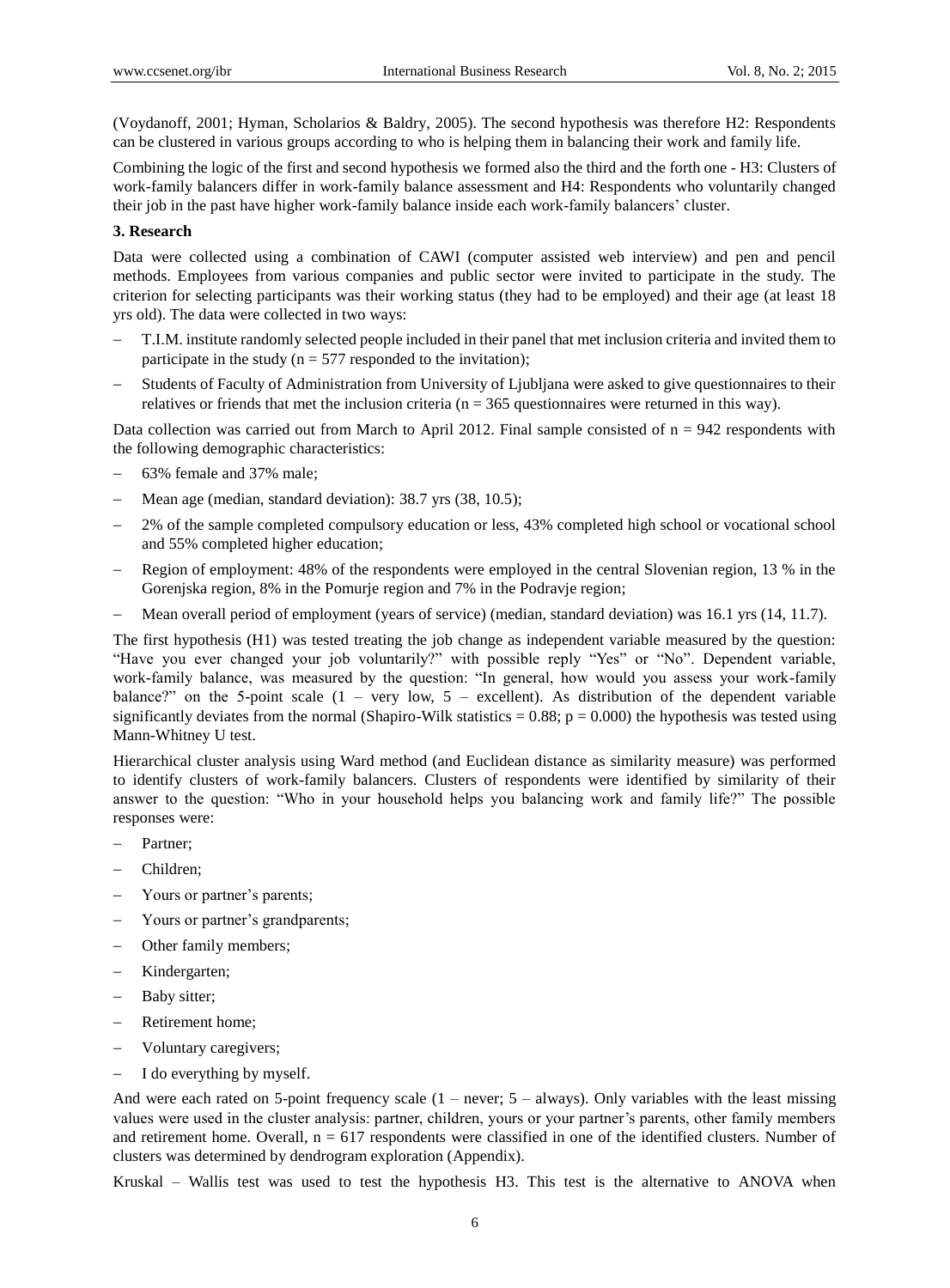(Voydanoff, 2001; Hyman, Scholarios & Baldry, 2005). The second hypothesis was therefore H2: Respondents can be clustered in various groups according to who is helping them in balancing their work and family life.

Combining the logic of the first and second hypothesis we formed also the third and the forth one - H3: Clusters of work-family balancers differ in work-family balance assessment and H4: Respondents who voluntarily changed their job in the past have higher work-family balance inside each work-family balancers' cluster.

**3. Research**

Data were collected using a combination of CAWI (computer assisted web interview) and pen and pencil methods. Employees from various companies and public sector were invited to participate in the study. The criterion for selecting participants was their working status (they had to be employed) and their age (at least 18 yrs old). The data were collected in two ways:

- T.I.M. institute randomly selected people included in their panel that met inclusion criteria and invited them to participate in the study ($n = 577$ responded to the invitation);
- Students of Faculty of Administration from University of Ljubljana were asked to give questionnaires to their relatives or friends that met the inclusion criteria ($n = 365$ questionnaires were returned in this way).

Data collection was carried out from March to April 2012. Final sample consisted of $n = 942$ respondents with the following demographic characteristics:

- 63% female and 37% male;
- Mean age (median, standard deviation): 38.7 yrs (38, 10.5);
- 2% of the sample completed compulsory education or less, 43% completed high school or vocational school and 55% completed higher education;
- Region of employment: 48% of the respondents were employed in the central Slovenian region, 13 % in the Gorenjska region, 8% in the Pomurje region and 7% in the Podravje region;
- Mean overall period of employment (years of service) (median, standard deviation) was 16.1 yrs (14, 11.7).

The first hypothesis (H1) was tested treating the job change as independent variable measured by the question: "Have you ever changed your job voluntarily?" with possible reply "Yes" or "No". Dependent variable, work-family balance, was measured by the question: "In general, how would you assess your work-family balance?" on the 5-point scale (1 – very low, 5 – excellent). As distribution of the dependent variable significantly deviates from the normal (Shapiro-Wilk statistics = 0.88; $p = 0.000$) the hypothesis was tested using Mann-Whitney U test.

Hierarchical cluster analysis using Ward method (and Euclidean distance as similarity measure) was performed to identify clusters of work-family balancers. Clusters of respondents were identified by similarity of their answer to the question: "Who in your household helps you balancing work and family life?" The possible responses were:

- Partner;
- Children;
- Yours or partner's parents;
- Yours or partner's grandparents;
- Other family members;
- Kindergarten;
- Baby sitter;
- Retirement home;
- Voluntary caregivers;
- I do everything by myself.

And were each rated on 5-point frequency scale (1 – never; 5 – always). Only variables with the least missing values were used in the cluster analysis: partner, children, yours or your partner's parents, other family members and retirement home. Overall, $n = 617$ respondents were classified in one of the identified clusters. Number of clusters was determined by dendrogram exploration (Appendix).

Kruskal – Wallis test was used to test the hypothesis H3. This test is the alternative to ANOVA when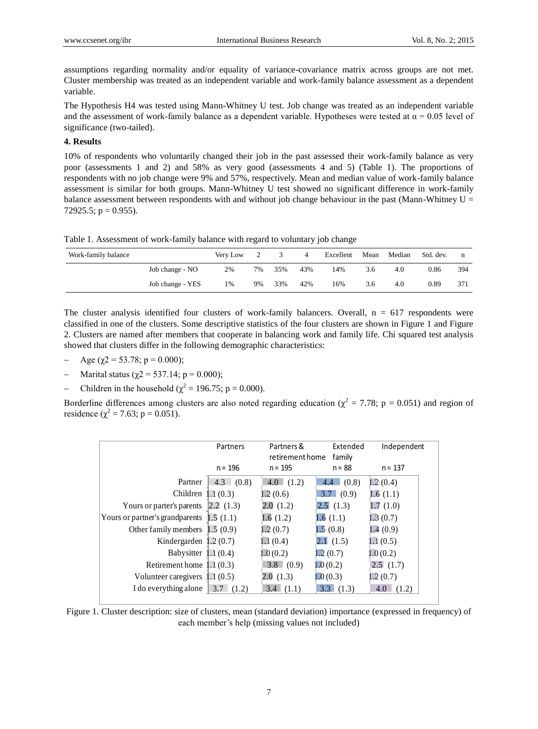assumptions regarding normality and/or equality of variance-covariance matrix across groups are not met. Cluster membership was treated as an independent variable and work-family balance assessment as a dependent variable.

The Hypothesis H4 was tested using Mann-Whitney U test. Job change was treated as an independent variable and the assessment of work-family balance as a dependent variable. Hypotheses were tested at $\alpha = 0.05$ level of significance (two-tailed).

## 4. Results

10% of respondents who voluntarily changed their job in the past assessed their work-family balance as very poor (assessments 1 and 2) and 58% as very good (assessments 4 and 5) (Table 1). The proportions of respondents with no job change were 9% and 57%, respectively. Mean and median value of work-family balance assessment is similar for both groups. Mann-Whitney U test showed no significant difference in work-family balance assessment between respondents with and without job change behaviour in the past (Mann-Whitney U = 72925.5; $p = 0.955$).

Table 1. Assessment of work-family balance with regard to voluntary job change

| Work-family balance | | Very Low | 2 | 3 | 4 | Excellent | Mean | Median | Std. dev. | n |
|---|---|---|---|---|---|---|---|---|---|---|
| | Job change - NO | 2% | 7% | 35% | 43% | 14% | 3.6 | 4.0 | 0.86 | 394 |
| | Job change - YES | 1% | 9% | 33% | 42% | 16% | 3.6 | 4.0 | 0.89 | 371 |

The cluster analysis identified four clusters of work-family balancers. Overall, n = 617 respondents were classified in one of the clusters. Some descriptive statistics of the four clusters are shown in Figure 1 and Figure 2. Clusters are named after members that cooperate in balancing work and family life. Chi squared test analysis showed that clusters differ in the following demographic characteristics:

- Age ($\chi^2 = 53.78$; $p = 0.000$);
- Marital status ($\chi^2 = 537.14$; $p = 0.000$);
- Children in the household ($\chi^2 = 196.75$; $p = 0.000$).

Borderline differences among clusters are also noted regarding education ($\chi^2 = 7.78$; $p = 0.051$) and region of residence ($\chi^2 = 7.63$; $p = 0.051$).

| | Partners | Partners & retirement home | Extended family | Independent |
|---|---|---|---|---|
| | n = 196 | n = 195 | n = 88 | n = 137 |
| Partner | 4.3 (0.8) | 4.0 (1.2) | 4.4 (0.8) | 1.2 (0.4) |
| Children | 1.1 (0.3) | 1.2 (0.6) | 3.7 (0.9) | 1.6 (1.1) |
| Yours or parter's parents | 2.2 (1.3) | 2.0 (1.2) | 2.5 (1.3) | 1.7 (1.0) |
| Yours or partner's grandparents | 1.5 (1.1) | 1.6 (1.2) | 1.6 (1.1) | 1.3 (0.7) |
| Other family members | 1.5 (0.9) | 1.2 (0.7) | 1.5 (0.8) | 1.4 (0.9) |
| Kindergarden | 1.2 (0.7) | 1.1 (0.4) | 2.1 (1.5) | 1.1 (0.5) |
| Babysitter | 1.1 (0.4) | 1.0 (0.2) | 1.2 (0.7) | 1.0 (0.2) |
| Retirement home | 1.1 (0.3) | 3.8 (0.9) | 1.0 (0.2) | 2.5 (1.7) |
| Volunteer caregivers | 1.1 (0.5) | 2.0 (1.3) | 1.0 (0.3) | 1.2 (0.7) |
| I do everything alone | 3.7 (1.2) | 3.4 (1.1) | 3.3 (1.3) | 4.0 (1.2) |

Figure 1. Cluster description: size of clusters, mean (standard deviation) importance (expressed in frequency) of each member's help (missing values not included)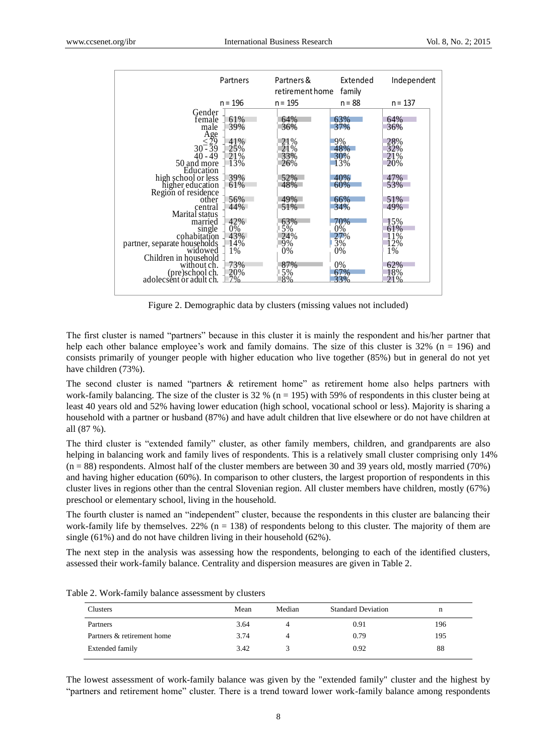| | Partners | Partners & retirement home | Extended family | Independent |
|---|---|---|---|---|
| | n = 196 | n = 195 | n = 88 | n = 137 |
| **Gender** | | | | |
| female | 61% | 64% | 63% | 64% |
| male | 39% | 36% | 37% | 36% |
| **Age** | | | | |
| ≤ 29 | 41% | 21% | 9% | 28% |
| 30 - 39 | 25% | 21% | 48% | 32% |
| 40 - 49 | 21% | 33% | 30% | 21% |
| 50 and more | 13% | 26% | 13% | 20% |
| **Education** | | | | |
| high school or less | 39% | 52% | 40% | 47% |
| higher education | 61% | 48% | 60% | 53% |
| **Region of residence** | | | | |
| other | 56% | 49% | 66% | 51% |
| central | 44% | 51% | 34% | 49% |
| **Marital status** | | | | |
| married | 42% | 63% | 70% | 15% |
| single | 0% | 5% | 0% | 61% |
| cohabitation | 43% | 24% | 27% | 11% |
| partner, separate households | 14% | 9% | 3% | 12% |
| widowed | 1% | 0% | 0% | 1% |
| **Children in household** | | | | |
| without ch. | 73% | 87% | 0% | 62% |
| (pre)school ch. | 20% | 5% | 67% | 18% |
| adolecsent or adult ch. | 7% | 8% | 33% | 21% |

Figure 2. Demographic data by clusters (missing values not included)

The first cluster is named "partners" because in this cluster it is mainly the respondent and his/her partner that help each other balance employee's work and family domains. The size of this cluster is 32% (n = 196) and consists primarily of younger people with higher education who live together (85%) but in general do not yet have children (73%).

The second cluster is named "partners & retirement home" as retirement home also helps partners with work-family balancing. The size of the cluster is 32 % (n = 195) with 59% of respondents in this cluster being at least 40 years old and 52% having lower education (high school, vocational school or less). Majority is sharing a household with a partner or husband (87%) and have adult children that live elsewhere or do not have children at all (87 %).

The third cluster is "extended family" cluster, as other family members, children, and grandparents are also helping in balancing work and family lives of respondents. This is a relatively small cluster comprising only 14% (n = 88) respondents. Almost half of the cluster members are between 30 and 39 years old, mostly married (70%) and having higher education (60%). In comparison to other clusters, the largest proportion of respondents in this cluster lives in regions other than the central Slovenian region. All cluster members have children, mostly (67%) preschool or elementary school, living in the household.

The fourth cluster is named an "independent" cluster, because the respondents in this cluster are balancing their work-family life by themselves. 22% (n = 138) of respondents belong to this cluster. The majority of them are single (61%) and do not have children living in their household (62%).

The next step in the analysis was assessing how the respondents, belonging to each of the identified clusters, assessed their work-family balance. Centrality and dispersion measures are given in Table 2.

Table 2. Work-family balance assessment by clusters

| Clusters | Mean | Median | Standard Deviation | n |
|---|---|---|---|---|
| Partners | 3.64 | 4 | 0.91 | 196 |
| Partners & retirement home | 3.74 | 4 | 0.79 | 195 |
| Extended family | 3.42 | 3 | 0.92 | 88 |

The lowest assessment of work-family balance was given by the "extended family" cluster and the highest by "partners and retirement home" cluster. There is a trend toward lower work-family balance among respondents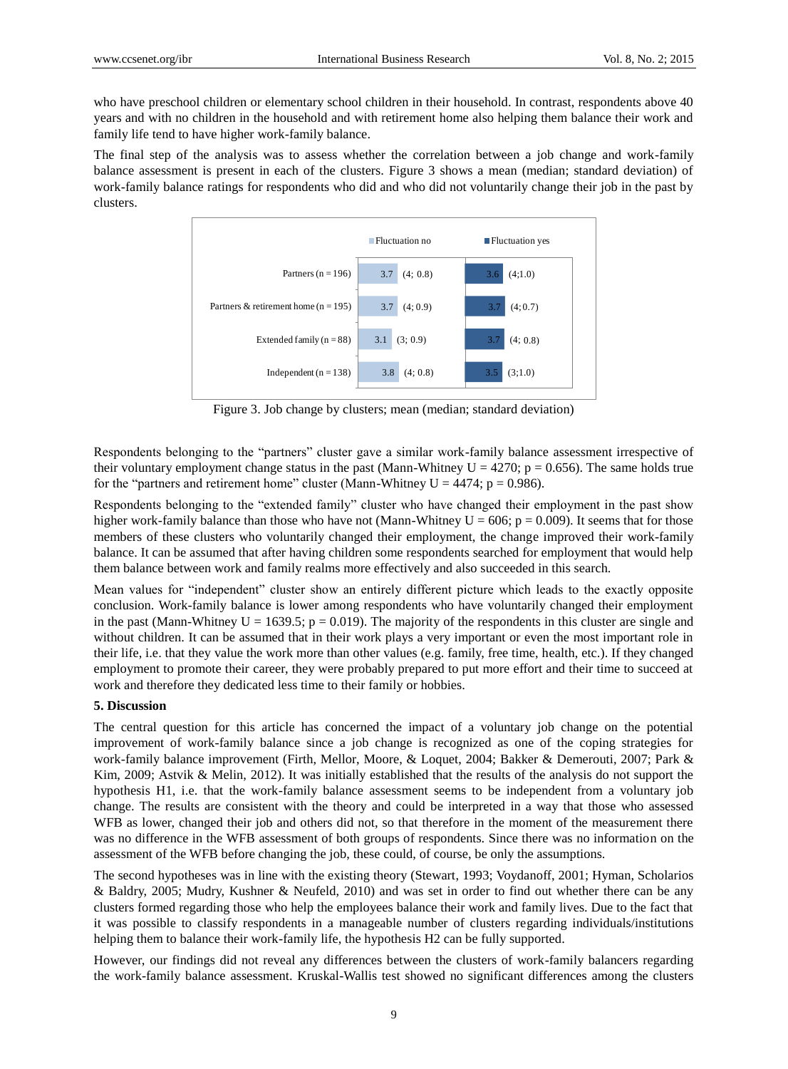who have preschool children or elementary school children in their household. In contrast, respondents above 40 years and with no children in the household and with retirement home also helping them balance their work and family life tend to have higher work-family balance.

The final step of the analysis was to assess whether the correlation between a job change and work-family balance assessment is present in each of the clusters. Figure 3 shows a mean (median; standard deviation) of work-family balance ratings for respondents who did and who did not voluntarily change their job in the past by clusters.

| | Fluctuation no | Fluctuation yes |
|---|---|---|
| Partners (n = 196) | 3.7 (4; 0.8) | 3.6 (4;1.0) |
| Partners & retirement home (n = 195) | 3.7 (4; 0.9) | 3.7 (4; 0.7) |
| Extended family (n = 88) | 3.1 (3; 0.9) | 3.7 (4; 0.8) |
| Independent (n = 138) | 3.8 (4; 0.8) | 3.5 (3;1.0) |

Figure 3. Job change by clusters; mean (median; standard deviation)

Respondents belonging to the "partners" cluster gave a similar work-family balance assessment irrespective of their voluntary employment change status in the past (Mann-Whitney $U = 4270$; $p = 0.656$). The same holds true for the "partners and retirement home" cluster (Mann-Whitney $U = 4474$; $p = 0.986$).

Respondents belonging to the "extended family" cluster who have changed their employment in the past show higher work-family balance than those who have not (Mann-Whitney $U = 606$; $p = 0.009$). It seems that for those members of these clusters who voluntarily changed their employment, the change improved their work-family balance. It can be assumed that after having children some respondents searched for employment that would help them balance between work and family realms more effectively and also succeeded in this search.

Mean values for "independent" cluster show an entirely different picture which leads to the exactly opposite conclusion. Work-family balance is lower among respondents who have voluntarily changed their employment in the past (Mann-Whitney $U = 1639.5$; $p = 0.019$). The majority of the respondents in this cluster are single and without children. It can be assumed that in their work plays a very important or even the most important role in their life, i.e. that they value the work more than other values (e.g. family, free time, health, etc.). If they changed employment to promote their career, they were probably prepared to put more effort and their time to succeed at work and therefore they dedicated less time to their family or hobbies.

## 5. Discussion

The central question for this article has concerned the impact of a voluntary job change on the potential improvement of work-family balance since a job change is recognized as one of the coping strategies for work-family balance improvement (Firth, Mellor, Moore, & Loquet, 2004; Bakker & Demerouti, 2007; Park & Kim, 2009; Astvik & Melin, 2012). It was initially established that the results of the analysis do not support the hypothesis H1, i.e. that the work-family balance assessment seems to be independent from a voluntary job change. The results are consistent with the theory and could be interpreted in a way that those who assessed WFB as lower, changed their job and others did not, so that therefore in the moment of the measurement there was no difference in the WFB assessment of both groups of respondents. Since there was no information on the assessment of the WFB before changing the job, these could, of course, be only the assumptions.

The second hypotheses was in line with the existing theory (Stewart, 1993; Voydanoff, 2001; Hyman, Scholarios & Baldry, 2005; Mudry, Kushner & Neufeld, 2010) and was set in order to find out whether there can be any clusters formed regarding those who help the employees balance their work and family lives. Due to the fact that it was possible to classify respondents in a manageable number of clusters regarding individuals/institutions helping them to balance their work-family life, the hypothesis H2 can be fully supported.

However, our findings did not reveal any differences between the clusters of work-family balancers regarding the work-family balance assessment. Kruskal-Wallis test showed no significant differences among the clusters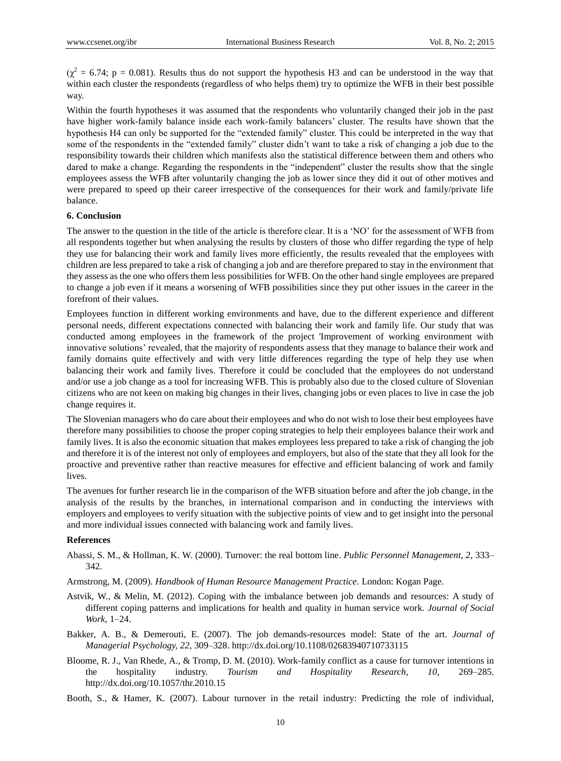($\chi^2$ = 6.74; p = 0.081). Results thus do not support the hypothesis H3 and can be understood in the way that within each cluster the respondents (regardless of who helps them) try to optimize the WFB in their best possible way.

Within the fourth hypotheses it was assumed that the respondents who voluntarily changed their job in the past have higher work-family balance inside each work-family balancers' cluster. The results have shown that the hypothesis H4 can only be supported for the "extended family" cluster. This could be interpreted in the way that some of the respondents in the "extended family" cluster didn't want to take a risk of changing a job due to the responsibility towards their children which manifests also the statistical difference between them and others who dared to make a change. Regarding the respondents in the "independent" cluster the results show that the single employees assess the WFB after voluntarily changing the job as lower since they did it out of other motives and were prepared to speed up their career irrespective of the consequences for their work and family/private life balance.

### 6. Conclusion

The answer to the question in the title of the article is therefore clear. It is a 'NO' for the assessment of WFB from all respondents together but when analysing the results by clusters of those who differ regarding the type of help they use for balancing their work and family lives more efficiently, the results revealed that the employees with children are less prepared to take a risk of changing a job and are therefore prepared to stay in the environment that they assess as the one who offers them less possibilities for WFB. On the other hand single employees are prepared to change a job even if it means a worsening of WFB possibilities since they put other issues in the career in the forefront of their values.

Employees function in different working environments and have, due to the different experience and different personal needs, different expectations connected with balancing their work and family life. Our study that was conducted among employees in the framework of the project 'Improvement of working environment with innovative solutions' revealed, that the majority of respondents assess that they manage to balance their work and family domains quite effectively and with very little differences regarding the type of help they use when balancing their work and family lives. Therefore it could be concluded that the employees do not understand and/or use a job change as a tool for increasing WFB. This is probably also due to the closed culture of Slovenian citizens who are not keen on making big changes in their lives, changing jobs or even places to live in case the job change requires it.

The Slovenian managers who do care about their employees and who do not wish to lose their best employees have therefore many possibilities to choose the proper coping strategies to help their employees balance their work and family lives. It is also the economic situation that makes employees less prepared to take a risk of changing the job and therefore it is of the interest not only of employees and employers, but also of the state that they all look for the proactive and preventive rather than reactive measures for effective and efficient balancing of work and family lives.

The avenues for further research lie in the comparison of the WFB situation before and after the job change, in the analysis of the results by the branches, in international comparison and in conducting the interviews with employers and employees to verify situation with the subjective points of view and to get insight into the personal and more individual issues connected with balancing work and family lives.

### References

Abassi, S. M., & Hollman, K. W. (2000). Turnover: the real bottom line. *Public Personnel Management, 2*, 333–342.

Armstrong, M. (2009). *Handbook of Human Resource Management Practice*. London: Kogan Page.

Astvik, W., & Melin, M. (2012). Coping with the imbalance between job demands and resources: A study of different coping patterns and implications for health and quality in human service work. *Journal of Social Work*, 1–24.

Bakker, A. B., & Demerouti, E. (2007). The job demands-resources model: State of the art. *Journal of Managerial Psychology, 22*, 309–328. http://dx.doi.org/10.1108/02683940710733115

Bloome, R. J., Van Rhede, A., & Tromp, D. M. (2010). Work-family conflict as a cause for turnover intentions in the hospitality industry. *Tourism and Hospitality Research, 10*, 269–285. http://dx.doi.org/10.1057/thr.2010.15

Booth, S., & Hamer, K. (2007). Labour turnover in the retail industry: Predicting the role of individual,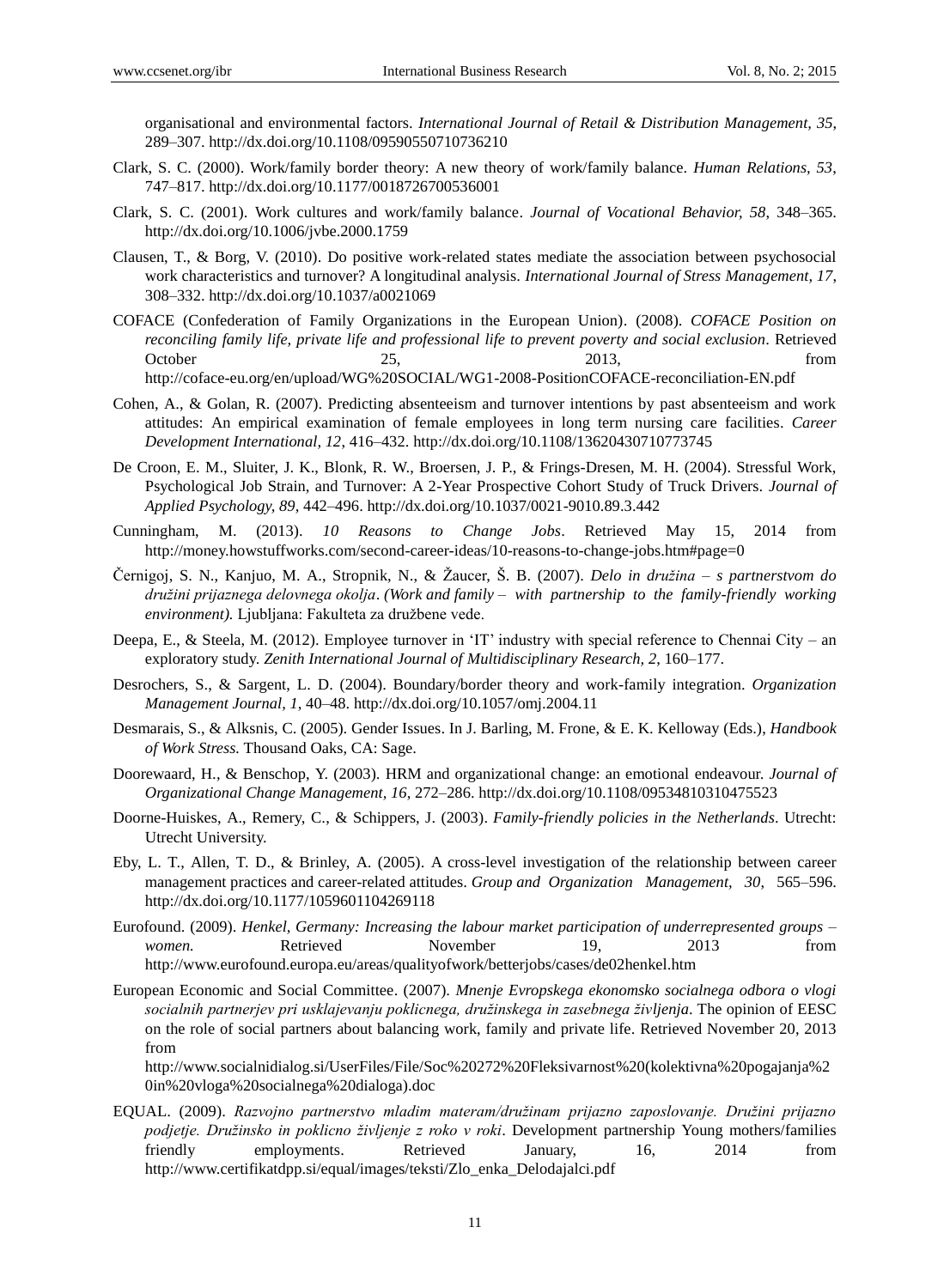organisational and environmental factors. *International Journal of Retail & Distribution Management, 35*, 289–307. http://dx.doi.org/10.1108/09590550710736210

Clark, S. C. (2000). Work/family border theory: A new theory of work/family balance. *Human Relations, 53*, 747–817. http://dx.doi.org/10.1177/0018726700536001

Clark, S. C. (2001). Work cultures and work/family balance. *Journal of Vocational Behavior, 58*, 348–365. http://dx.doi.org/10.1006/jvbe.2000.1759

Clausen, T., & Borg, V. (2010). Do positive work-related states mediate the association between psychosocial work characteristics and turnover? A longitudinal analysis. *International Journal of Stress Management, 17*, 308–332. http://dx.doi.org/10.1037/a0021069

COFACE (Confederation of Family Organizations in the European Union). (2008). *COFACE Position on reconciling family life, private life and professional life to prevent poverty and social exclusion*. Retrieved October 25, 2013, from http://coface-eu.org/en/upload/WG%20SOCIAL/WG1-2008-PositionCOFACE-reconciliation-EN.pdf

Cohen, A., & Golan, R. (2007). Predicting absenteeism and turnover intentions by past absenteeism and work attitudes: An empirical examination of female employees in long term nursing care facilities. *Career Development International, 12*, 416–432. http://dx.doi.org/10.1108/13620430710773745

De Croon, E. M., Sluiter, J. K., Blonk, R. W., Broersen, J. P., & Frings-Dresen, M. H. (2004). Stressful Work, Psychological Job Strain, and Turnover: A 2-Year Prospective Cohort Study of Truck Drivers. *Journal of Applied Psychology, 89*, 442–496. http://dx.doi.org/10.1037/0021-9010.89.3.442

Cunningham, M. (2013). *10 Reasons to Change Jobs*. Retrieved May 15, 2014 from http://money.howstuffworks.com/second-career-ideas/10-reasons-to-change-jobs.htm#page=0

Černigoj, S. N., Kanjuo, M. A., Stropnik, N., & Žaucer, Š. B. (2007). *Delo in družina – s partnerstvom do družini prijaznega delovnega okolja*. *(Work and family – with partnership to the family-friendly working environment).* Ljubljana: Fakulteta za družbene vede.

Deepa, E., & Steela, M. (2012). Employee turnover in 'IT' industry with special reference to Chennai City – an exploratory study. *Zenith International Journal of Multidisciplinary Research, 2*, 160–177.

Desrochers, S., & Sargent, L. D. (2004). Boundary/border theory and work-family integration. *Organization Management Journal, 1*, 40–48. http://dx.doi.org/10.1057/omj.2004.11

Desmarais, S., & Alksnis, C. (2005). Gender Issues. In J. Barling, M. Frone, & E. K. Kelloway (Eds.), *Handbook of Work Stress.* Thousand Oaks, CA: Sage.

Doorewaard, H., & Benschop, Y. (2003). HRM and organizational change: an emotional endeavour. *Journal of Organizational Change Management, 16*, 272–286. http://dx.doi.org/10.1108/09534810310475523

Doorne-Huiskes, A., Remery, C., & Schippers, J. (2003). *Family-friendly policies in the Netherlands*. Utrecht: Utrecht University.

Eby, L. T., Allen, T. D., & Brinley, A. (2005). A cross-level investigation of the relationship between career management practices and career-related attitudes. *Group and Organization Management, 30*, 565–596. http://dx.doi.org/10.1177/1059601104269118

Eurofound. (2009). *Henkel, Germany: Increasing the labour market participation of underrepresented groups – women.* Retrieved November 19, 2013 from http://www.eurofound.europa.eu/areas/qualityofwork/betterjobs/cases/de02henkel.htm

European Economic and Social Committee. (2007). *Mnenje Evropskega ekonomsko socialnega odbora o vlogi socialnih partnerjev pri usklajevanju poklicnega, družinskega in zasebnega življenja*. The opinion of EESC on the role of social partners about balancing work, family and private life. Retrieved November 20, 2013 from http://www.socialnidialog.si/UserFiles/File/Soc%20272%20Fleksivarnost%20(kolektivna%20pogajanja%20in%20vloga%20socialnega%20dialoga).doc

EQUAL. (2009). *Razvojno partnerstvo mladim materam/družinam prijazno zaposlovanje. Družini prijazno podjetje. Družinsko in poklicno življenje z roko v roki*. Development partnership Young mothers/families friendly employments. Retrieved January, 16, 2014 from http://www.certifikatdpp.si/equal/images/teksti/Zlo_enka_Delodajalci.pdf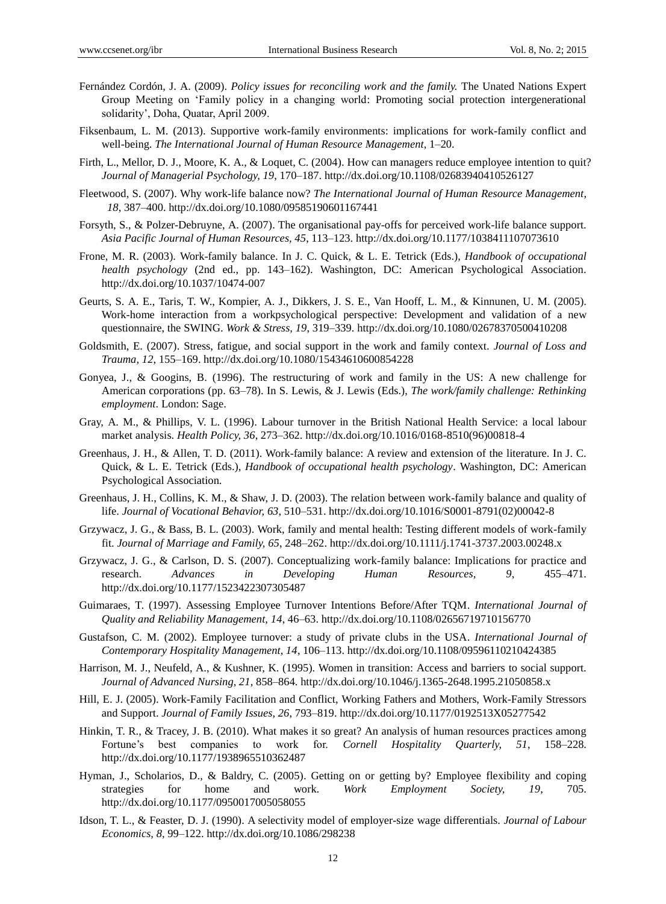Fernández Cordón, J. A. (2009). *Policy issues for reconciling work and the family.* The Unated Nations Expert Group Meeting on 'Family policy in a changing world: Promoting social protection intergenerational solidarity', Doha, Quatar, April 2009.

Fiksenbaum, L. M. (2013). Supportive work-family environments: implications for work-family conflict and well-being. *The International Journal of Human Resource Management*, 1–20.

Firth, L., Mellor, D. J., Moore, K. A., & Loquet, C. (2004). How can managers reduce employee intention to quit? *Journal of Managerial Psychology, 19*, 170–187. http://dx.doi.org/10.1108/02683940410526127

Fleetwood, S. (2007). Why work-life balance now? *The International Journal of Human Resource Management, 18*, 387–400. http://dx.doi.org/10.1080/09585190601167441

Forsyth, S., & Polzer-Debruyne, A. (2007). The organisational pay-offs for perceived work-life balance support. *Asia Pacific Journal of Human Resources, 45*, 113–123. http://dx.doi.org/10.1177/1038411107073610

Frone, M. R. (2003). Work-family balance. In J. C. Quick, & L. E. Tetrick (Eds.), *Handbook of occupational health psychology* (2nd ed., pp. 143–162). Washington, DC: American Psychological Association. http://dx.doi.org/10.1037/10474-007

Geurts, S. A. E., Taris, T. W., Kompier, A. J., Dikkers, J. S. E., Van Hooff, L. M., & Kinnunen, U. M. (2005). Work-home interaction from a workpsychological perspective: Development and validation of a new questionnaire, the SWING. *Work & Stress, 19*, 319–339. http://dx.doi.org/10.1080/02678370500410208

Goldsmith, E. (2007). Stress, fatigue, and social support in the work and family context. *Journal of Loss and Trauma, 12*, 155–169. http://dx.doi.org/10.1080/15434610600854228

Gonyea, J., & Googins, B. (1996). The restructuring of work and family in the US: A new challenge for American corporations (pp. 63–78). In S. Lewis, & J. Lewis (Eds.), *The work/family challenge: Rethinking employment*. London: Sage.

Gray, A. M., & Phillips, V. L. (1996). Labour turnover in the British National Health Service: a local labour market analysis. *Health Policy, 36*, 273–362. http://dx.doi.org/10.1016/0168-8510(96)00818-4

Greenhaus, J. H., & Allen, T. D. (2011). Work-family balance: A review and extension of the literature. In J. C. Quick, & L. E. Tetrick (Eds.), *Handbook of occupational health psychology*. Washington, DC: American Psychological Association.

Greenhaus, J. H., Collins, K. M., & Shaw, J. D. (2003). The relation between work-family balance and quality of life. *Journal of Vocational Behavior, 63*, 510–531. http://dx.doi.org/10.1016/S0001-8791(02)00042-8

Grzywacz, J. G., & Bass, B. L. (2003). Work, family and mental health: Testing different models of work-family fit. *Journal of Marriage and Family, 65*, 248–262. http://dx.doi.org/10.1111/j.1741-3737.2003.00248.x

Grzywacz, J. G., & Carlson, D. S. (2007). Conceptualizing work-family balance: Implications for practice and research. *Advances in Developing Human Resources, 9*, 455–471. http://dx.doi.org/10.1177/1523422307305487

Guimaraes, T. (1997). Assessing Employee Turnover Intentions Before/After TQM. *International Journal of Quality and Reliability Management, 14*, 46–63. http://dx.doi.org/10.1108/02656719710156770

Gustafson, C. M. (2002). Employee turnover: a study of private clubs in the USA. *International Journal of Contemporary Hospitality Management, 14*, 106–113. http://dx.doi.org/10.1108/09596110210424385

Harrison, M. J., Neufeld, A., & Kushner, K. (1995). Women in transition: Access and barriers to social support. *Journal of Advanced Nursing, 21*, 858–864. http://dx.doi.org/10.1046/j.1365-2648.1995.21050858.x

Hill, E. J. (2005). Work-Family Facilitation and Conflict, Working Fathers and Mothers, Work-Family Stressors and Support. *Journal of Family Issues, 26*, 793–819. http://dx.doi.org/10.1177/0192513X05277542

Hinkin, T. R., & Tracey, J. B. (2010). What makes it so great? An analysis of human resources practices among Fortune's best companies to work for. *Cornell Hospitality Quarterly, 51*, 158–228. http://dx.doi.org/10.1177/1938965510362487

Hyman, J., Scholarios, D., & Baldry, C. (2005). Getting on or getting by? Employee flexibility and coping strategies for home and work. *Work Employment Society, 19*, 705. http://dx.doi.org/10.1177/0950017005058055

Idson, T. L., & Feaster, D. J. (1990). A selectivity model of employer-size wage differentials. *Journal of Labour Economics, 8*, 99–122. http://dx.doi.org/10.1086/298238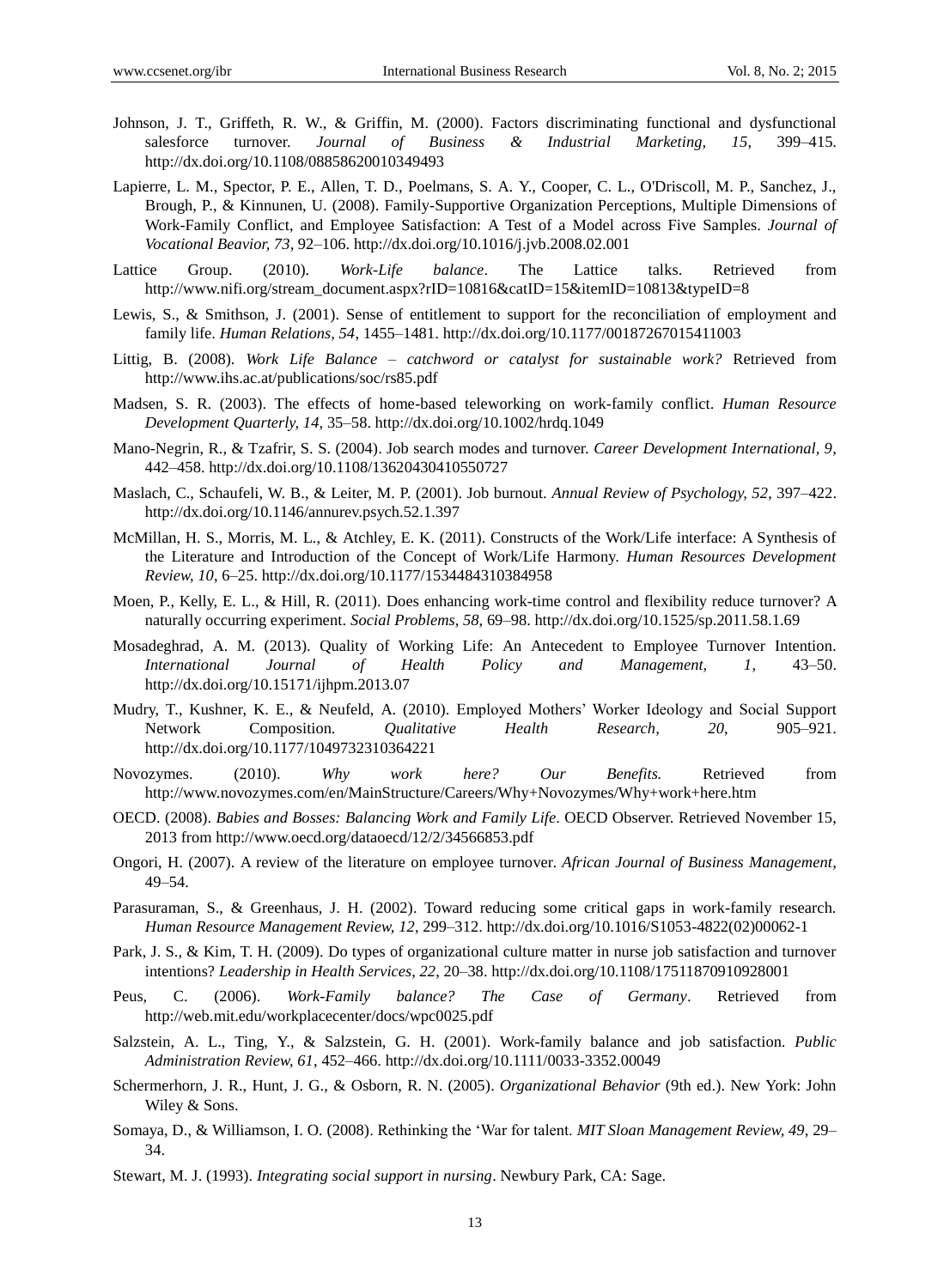Johnson, J. T., Griffeth, R. W., & Griffin, M. (2000). Factors discriminating functional and dysfunctional salesforce turnover. *Journal of Business & Industrial Marketing, 15*, 399–415. http://dx.doi.org/10.1108/08858620010349493

Lapierre, L. M., Spector, P. E., Allen, T. D., Poelmans, S. A. Y., Cooper, C. L., O'Driscoll, M. P., Sanchez, J., Brough, P., & Kinnunen, U. (2008). Family-Supportive Organization Perceptions, Multiple Dimensions of Work-Family Conflict, and Employee Satisfaction: A Test of a Model across Five Samples. *Journal of Vocational Beavior, 73*, 92–106. http://dx.doi.org/10.1016/j.jvb.2008.02.001

Lattice Group. (2010). *Work-Life balance*. The Lattice talks. Retrieved from http://www.nifi.org/stream_document.aspx?rID=10816&catID=15&itemID=10813&typeID=8

Lewis, S., & Smithson, J. (2001). Sense of entitlement to support for the reconciliation of employment and family life. *Human Relations, 54*, 1455–1481. http://dx.doi.org/10.1177/00187267015411003

Littig, B. (2008). *Work Life Balance – catchword or catalyst for sustainable work?* Retrieved from http://www.ihs.ac.at/publications/soc/rs85.pdf

Madsen, S. R. (2003). The effects of home-based teleworking on work-family conflict. *Human Resource Development Quarterly, 14*, 35–58. http://dx.doi.org/10.1002/hrdq.1049

Mano-Negrin, R., & Tzafrir, S. S. (2004). Job search modes and turnover. *Career Development International, 9*, 442–458. http://dx.doi.org/10.1108/13620430410550727

Maslach, C., Schaufeli, W. B., & Leiter, M. P. (2001). Job burnout. *Annual Review of Psychology, 52*, 397–422. http://dx.doi.org/10.1146/annurev.psych.52.1.397

McMillan, H. S., Morris, M. L., & Atchley, E. K. (2011). Constructs of the Work/Life interface: A Synthesis of the Literature and Introduction of the Concept of Work/Life Harmony. *Human Resources Development Review, 10*, 6–25. http://dx.doi.org/10.1177/1534484310384958

Moen, P., Kelly, E. L., & Hill, R. (2011). Does enhancing work-time control and flexibility reduce turnover? A naturally occurring experiment. *Social Problems, 58*, 69–98. http://dx.doi.org/10.1525/sp.2011.58.1.69

Mosadeghrad, A. M. (2013). Quality of Working Life: An Antecedent to Employee Turnover Intention. *International Journal of Health Policy and Management, 1*, 43–50. http://dx.doi.org/10.15171/ijhpm.2013.07

Mudry, T., Kushner, K. E., & Neufeld, A. (2010). Employed Mothers' Worker Ideology and Social Support Network Composition. *Qualitative Health Research, 20*, 905–921. http://dx.doi.org/10.1177/1049732310364221

Novozymes. (2010). *Why work here? Our Benefits.* Retrieved from http://www.novozymes.com/en/MainStructure/Careers/Why+Novozymes/Why+work+here.htm

OECD. (2008). *Babies and Bosses: Balancing Work and Family Life*. OECD Observer. Retrieved November 15, 2013 from http://www.oecd.org/dataoecd/12/2/34566853.pdf

Ongori, H. (2007). A review of the literature on employee turnover. *African Journal of Business Management*, 49–54.

Parasuraman, S., & Greenhaus, J. H. (2002). Toward reducing some critical gaps in work-family research. *Human Resource Management Review, 12*, 299–312. http://dx.doi.org/10.1016/S1053-4822(02)00062-1

Park, J. S., & Kim, T. H. (2009). Do types of organizational culture matter in nurse job satisfaction and turnover intentions? *Leadership in Health Services, 22*, 20–38. http://dx.doi.org/10.1108/17511870910928001

Peus, C. (2006). *Work-Family balance? The Case of Germany*. Retrieved from http://web.mit.edu/workplacecenter/docs/wpc0025.pdf

Salzstein, A. L., Ting, Y., & Salzstein, G. H. (2001). Work-family balance and job satisfaction. *Public Administration Review, 61*, 452–466. http://dx.doi.org/10.1111/0033-3352.00049

Schermerhorn, J. R., Hunt, J. G., & Osborn, R. N. (2005). *Organizational Behavior* (9th ed.). New York: John Wiley & Sons.

Somaya, D., & Williamson, I. O. (2008). Rethinking the 'War for talent. *MIT Sloan Management Review, 49*, 29–34.

Stewart, M. J. (1993). *Integrating social support in nursing*. Newbury Park, CA: Sage.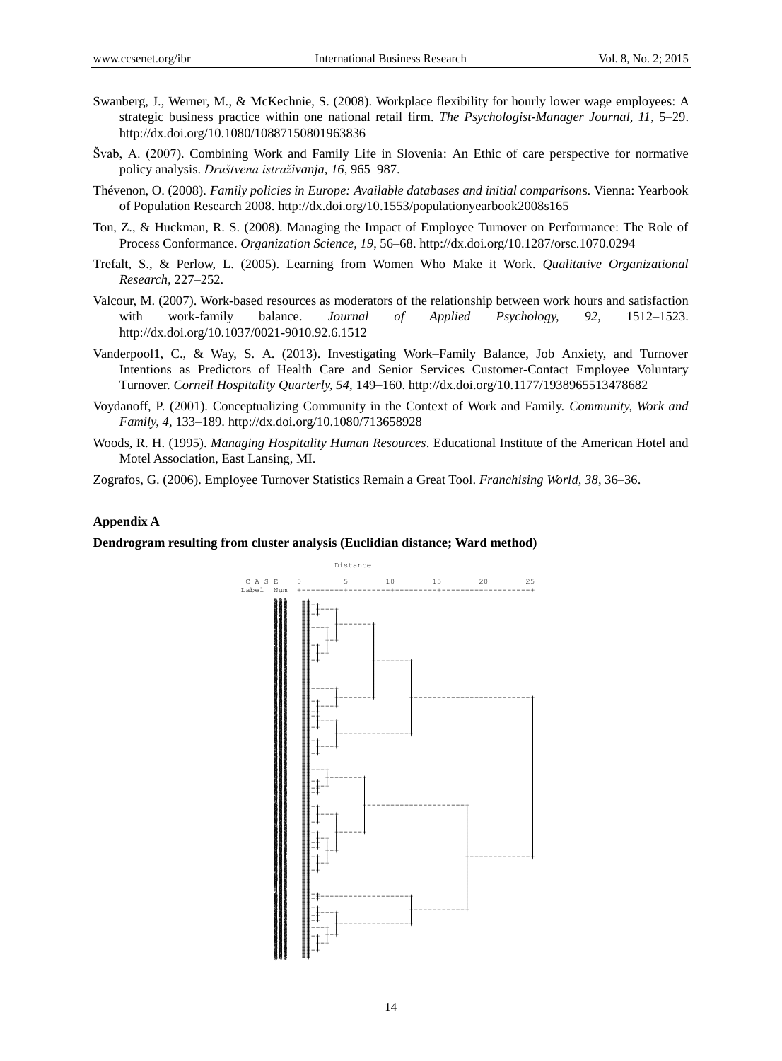Swanberg, J., Werner, M., & McKechnie, S. (2008). Workplace flexibility for hourly lower wage employees: A strategic business practice within one national retail firm. *The Psychologist-Manager Journal, 11*, 5–29. http://dx.doi.org/10.1080/10887150801963836

Švab, A. (2007). Combining Work and Family Life in Slovenia: An Ethic of care perspective for normative policy analysis. *Društvena istraživanja, 16*, 965–987.

Thévenon, O. (2008). *Family policies in Europe: Available databases and initial comparisons*. Vienna: Yearbook of Population Research 2008. http://dx.doi.org/10.1553/populationyearbook2008s165

Ton, Z., & Huckman, R. S. (2008). Managing the Impact of Employee Turnover on Performance: The Role of Process Conformance. *Organization Science, 19*, 56–68. http://dx.doi.org/10.1287/orsc.1070.0294

Trefalt, S., & Perlow, L. (2005). Learning from Women Who Make it Work. *Qualitative Organizational Research,* 227–252.

Valcour, M. (2007). Work-based resources as moderators of the relationship between work hours and satisfaction with work-family balance. *Journal of Applied Psychology, 92*, 1512–1523. http://dx.doi.org/10.1037/0021-9010.92.6.1512

Vanderpool1, C., & Way, S. A. (2013). Investigating Work–Family Balance, Job Anxiety, and Turnover Intentions as Predictors of Health Care and Senior Services Customer-Contact Employee Voluntary Turnover. *Cornell Hospitality Quarterly, 54*, 149–160. http://dx.doi.org/10.1177/1938965513478682

Voydanoff, P. (2001). Conceptualizing Community in the Context of Work and Family. *Community, Work and Family, 4*, 133–189. http://dx.doi.org/10.1080/713658928

Woods, R. H. (1995). *Managing Hospitality Human Resources*. Educational Institute of the American Hotel and Motel Association, East Lansing, MI.

Zografos, G. (2006). Employee Turnover Statistics Remain a Great Tool. *Franchising World, 38*, 36–36.

**Appendix A**

**Dendrogram resulting from cluster analysis (Euclidian distance; Ward method)**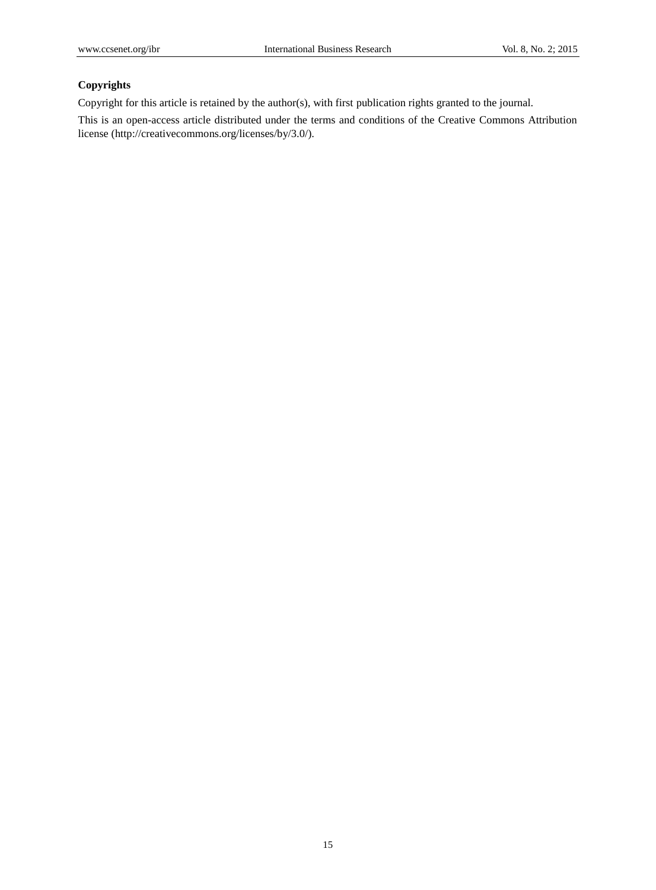**Copyrights**

Copyright for this article is retained by the author(s), with first publication rights granted to the journal.

This is an open-access article distributed under the terms and conditions of the Creative Commons Attribution license (http://creativecommons.org/licenses/by/3.0/).